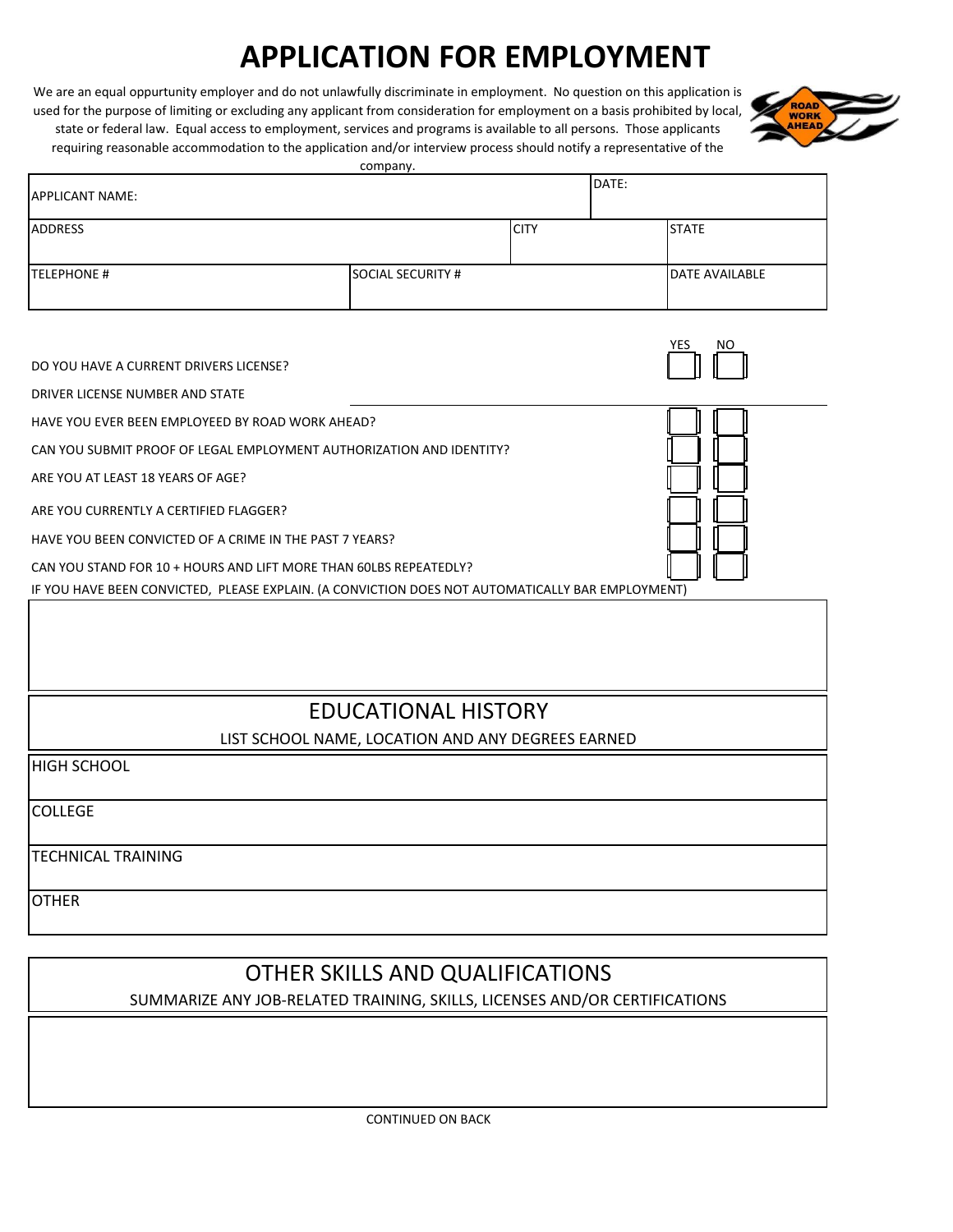# APPLICATION FOR EMPLOYMENT

We are an equal oppurtunity employer and do not unlawfully discriminate in employment. No question on this application is used for the purpose of limiting or excluding any applicant from consideration for employment on a basis prohibited by local, state or federal law. Equal access to employment, services and programs is available to all persons. Those applicants requiring reasonable accommodation to the application and/or interview process should notify a representative of the company.

| APPLICANT NAME: | | DATE: |
|---|---|---|
| ADDRESS | CITY | STATE |
| TELEPHONE # | SOCIAL SECURITY # | DATE AVAILABLE |

| | YES | NO |
|---|---|---|
| DO YOU HAVE A CURRENT DRIVERS LICENSE? | ☐ | ☐ |
| DRIVER LICENSE NUMBER AND STATE | | |
| HAVE YOU EVER BEEN EMPLOYEED BY ROAD WORK AHEAD? | ☐ | ☐ |
| CAN YOU SUBMIT PROOF OF LEGAL EMPLOYMENT AUTHORIZATION AND IDENTITY? | ☐ | ☐ |
| ARE YOU AT LEAST 18 YEARS OF AGE? | ☐ | ☐ |
| ARE YOU CURRENTLY A CERTIFIED FLAGGER? | ☐ | ☐ |
| HAVE YOU BEEN CONVICTED OF A CRIME IN THE PAST 7 YEARS? | ☐ | ☐ |
| CAN YOU STAND FOR 10 + HOURS AND LIFT MORE THAN 60LBS REPEATEDLY? | ☐ | ☐ |

IF YOU HAVE BEEN CONVICTED, PLEASE EXPLAIN. (A CONVICTION DOES NOT AUTOMATICALLY BAR EMPLOYMENT)

## EDUCATIONAL HISTORY

LIST SCHOOL NAME, LOCATION AND ANY DEGREES EARNED

| |
|---|
| HIGH SCHOOL |
| COLLEGE |
| TECHNICAL TRAINING |
| OTHER |

## OTHER SKILLS AND QUALIFICATIONS

SUMMARIZE ANY JOB-RELATED TRAINING, SKILLS, LICENSES AND/OR CERTIFICATIONS

CONTINUED ON BACK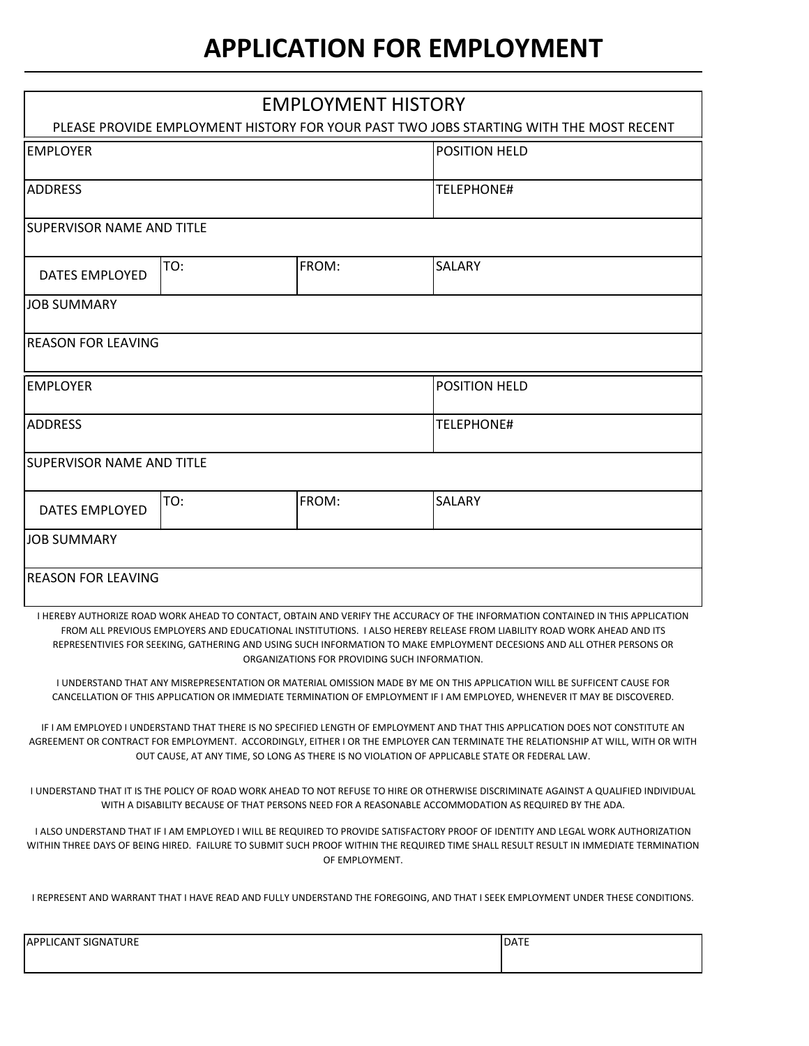# APPLICATION FOR EMPLOYMENT

## EMPLOYMENT HISTORY

PLEASE PROVIDE EMPLOYMENT HISTORY FOR YOUR PAST TWO JOBS STARTING WITH THE MOST RECENT

| EMPLOYER | | | POSITION HELD |
|---|---|---|---|
| ADDRESS | | | TELEPHONE# |
| SUPERVISOR NAME AND TITLE | | | |
| DATES EMPLOYED | TO: | FROM: | SALARY |
| JOB SUMMARY | | | |
| REASON FOR LEAVING | | | |

| EMPLOYER | | | POSITION HELD |
|---|---|---|---|
| ADDRESS | | | TELEPHONE# |
| SUPERVISOR NAME AND TITLE | | | |
| DATES EMPLOYED | TO: | FROM: | SALARY |
| JOB SUMMARY | | | |
| REASON FOR LEAVING | | | |

I HEREBY AUTHORIZE ROAD WORK AHEAD TO CONTACT, OBTAIN AND VERIFY THE ACCURACY OF THE INFORMATION CONTAINED IN THIS APPLICATION FROM ALL PREVIOUS EMPLOYERS AND EDUCATIONAL INSTITUTIONS. I ALSO HEREBY RELEASE FROM LIABILITY ROAD WORK AHEAD AND ITS REPRESENTIVIES FOR SEEKING, GATHERING AND USING SUCH INFORMATION TO MAKE EMPLOYMENT DECESIONS AND ALL OTHER PERSONS OR ORGANIZATIONS FOR PROVIDING SUCH INFORMATION.

I UNDERSTAND THAT ANY MISREPRESENTATION OR MATERIAL OMISSION MADE BY ME ON THIS APPLICATION WILL BE SUFFICENT CAUSE FOR CANCELLATION OF THIS APPLICATION OR IMMEDIATE TERMINATION OF EMPLOYMENT IF I AM EMPLOYED, WHENEVER IT MAY BE DISCOVERED.

IF I AM EMPLOYED I UNDERSTAND THAT THERE IS NO SPECIFIED LENGTH OF EMPLOYMENT AND THAT THIS APPLICATION DOES NOT CONSTITUTE AN AGREEMENT OR CONTRACT FOR EMPLOYMENT. ACCORDINGLY, EITHER I OR THE EMPLOYER CAN TERMINATE THE RELATIONSHIP AT WILL, WITH OR WITH OUT CAUSE, AT ANY TIME, SO LONG AS THERE IS NO VIOLATION OF APPLICABLE STATE OR FEDERAL LAW.

I UNDERSTAND THAT IT IS THE POLICY OF ROAD WORK AHEAD TO NOT REFUSE TO HIRE OR OTHERWISE DISCRIMINATE AGAINST A QUALIFIED INDIVIDUAL WITH A DISABILITY BECAUSE OF THAT PERSONS NEED FOR A REASONABLE ACCOMMODATION AS REQUIRED BY THE ADA.

I ALSO UNDERSTAND THAT IF I AM EMPLOYED I WILL BE REQUIRED TO PROVIDE SATISFACTORY PROOF OF IDENTITY AND LEGAL WORK AUTHORIZATION WITHIN THREE DAYS OF BEING HIRED. FAILURE TO SUBMIT SUCH PROOF WITHIN THE REQUIRED TIME SHALL RESULT RESULT IN IMMEDIATE TERMINATION OF EMPLOYMENT.

I REPRESENT AND WARRANT THAT I HAVE READ AND FULLY UNDERSTAND THE FOREGOING, AND THAT I SEEK EMPLOYMENT UNDER THESE CONDITIONS.

| APPLICANT SIGNATURE | DATE |
|---|---|
| | |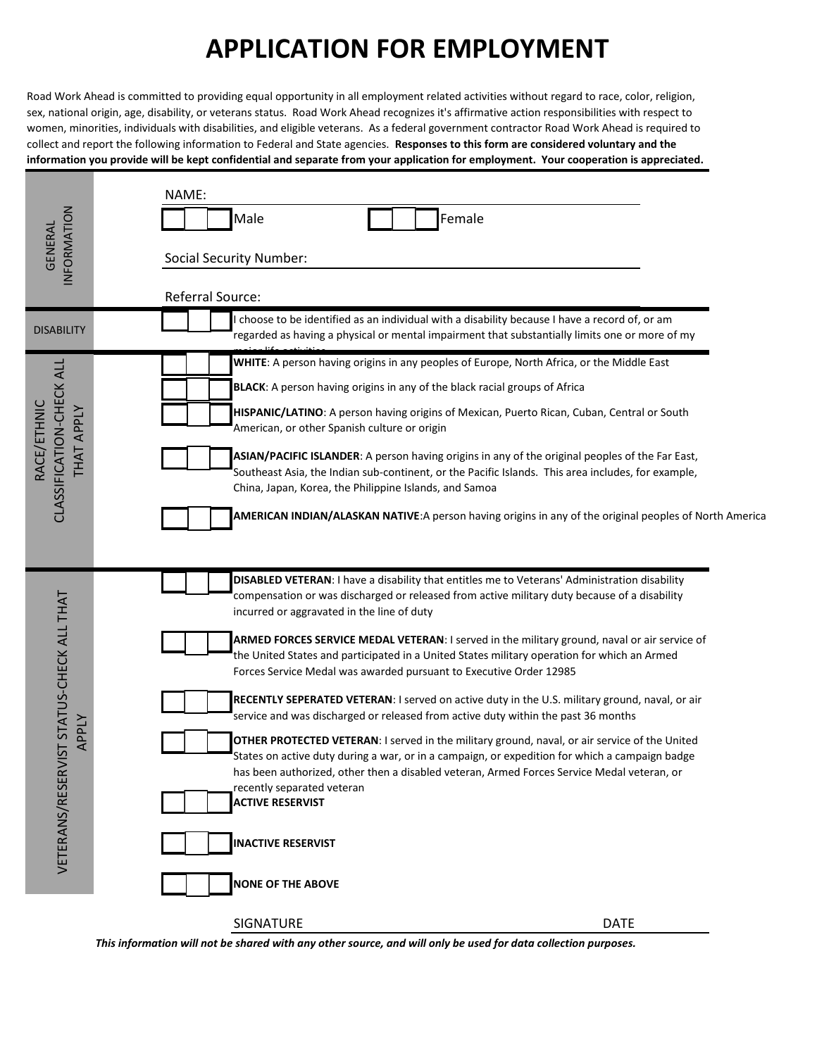# APPLICATION FOR EMPLOYMENT

Road Work Ahead is committed to providing equal opportunity in all employment related activities without regard to race, color, religion, sex, national origin, age, disability, or veterans status. Road Work Ahead recognizes it's affirmative action responsibilities with respect to women, minorities, individuals with disabilities, and eligible veterans. As a federal government contractor Road Work Ahead is required to collect and report the following information to Federal and State agencies. **Responses to this form are considered voluntary and the information you provide will be kept confidential and separate from your application for employment. Your cooperation is appreciated.**

## GENERAL INFORMATION

NAME: ______________________________

☐ Male ☐ Female

Social Security Number: ______________________________

Referral Source: ______________________________

## DISABILITY

☐ I choose to be identified as an individual with a disability because I have a record of, or am regarded as having a physical or mental impairment that substantially limits one or more of my major life activities

## RACE/ETHNIC CLASSIFICATION-CHECK ALL THAT APPLY

☐ **WHITE**: A person having origins in any peoples of Europe, North Africa, or the Middle East

☐ **BLACK**: A person having origins in any of the black racial groups of Africa

☐ **HISPANIC/LATINO**: A person having origins of Mexican, Puerto Rican, Cuban, Central or South American, or other Spanish culture or origin

☐ **ASIAN/PACIFIC ISLANDER**: A person having origins in any of the original peoples of the Far East, Southeast Asia, the Indian sub-continent, or the Pacific Islands. This area includes, for example, China, Japan, Korea, the Philippine Islands, and Samoa

☐ **AMERICAN INDIAN/ALASKAN NATIVE**:A person having origins in any of the original peoples of North America

## VETERANS/RESERVIST STATUS-CHECK ALL THAT APPLY

☐ **DISABLED VETERAN**: I have a disability that entitles me to Veterans' Administration disability compensation or was discharged or released from active military duty because of a disability incurred or aggravated in the line of duty

☐ **ARMED FORCES SERVICE MEDAL VETERAN**: I served in the military ground, naval or air service of the United States and participated in a United States military operation for which an Armed Forces Service Medal was awarded pursuant to Executive Order 12985

☐ **RECENTLY SEPERATED VETERAN**: I served on active duty in the U.S. military ground, naval, or air service and was discharged or released from active duty within the past 36 months

☐ **OTHER PROTECTED VETERAN**: I served in the military ground, naval, or air service of the United States on active duty during a war, or in a campaign, or expedition for which a campaign badge has been authorized, other then a disabled veteran, Armed Forces Service Medal veteran, or recently separated veteran

☐ **ACTIVE RESERVIST**

☐ **INACTIVE RESERVIST**

☐ **NONE OF THE ABOVE**

SIGNATURE ______________________________ DATE ____________

***This information will not be shared with any other source, and will only be used for data collection purposes.***